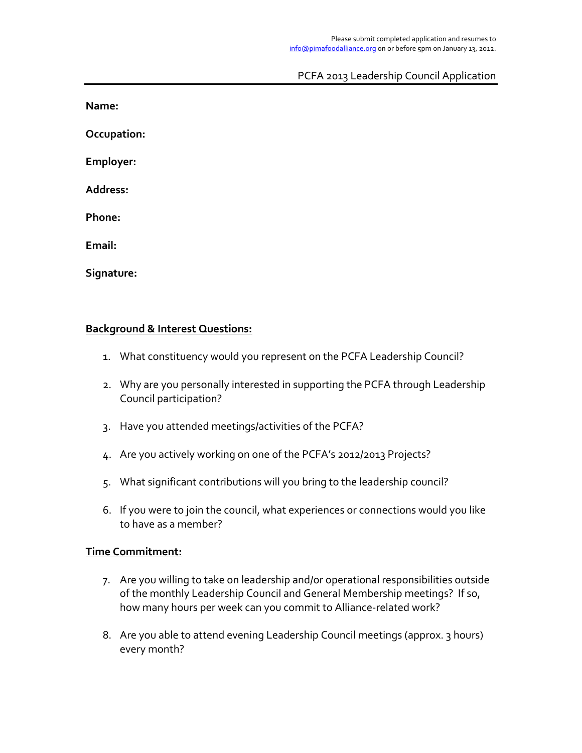Please submit completed application and resumes to [info@pimafoodalliance.org](mailto:info@pimafoodalliance.org) on or before 5pm on January 13, 2012.

# PCFA 2013 Leadership Council Application

**Name:**

**Occupation:**

**Employer:**

**Address:**

**Phone:**

**Email:**

**Signature:**

## <u>Background & Interest Questions:</u>

1. What constituency would you represent on the PCFA Leadership Council?
2. Why are you personally interested in supporting the PCFA through Leadership Council participation?
3. Have you attended meetings/activities of the PCFA?
4. Are you actively working on one of the PCFA's 2012/2013 Projects?
5. What significant contributions will you bring to the leadership council?
6. If you were to join the council, what experiences or connections would you like to have as a member?

## <u>Time Commitment:</u>

7. Are you willing to take on leadership and/or operational responsibilities outside of the monthly Leadership Council and General Membership meetings? If so, how many hours per week can you commit to Alliance-related work?
8. Are you able to attend evening Leadership Council meetings (approx. 3 hours) every month?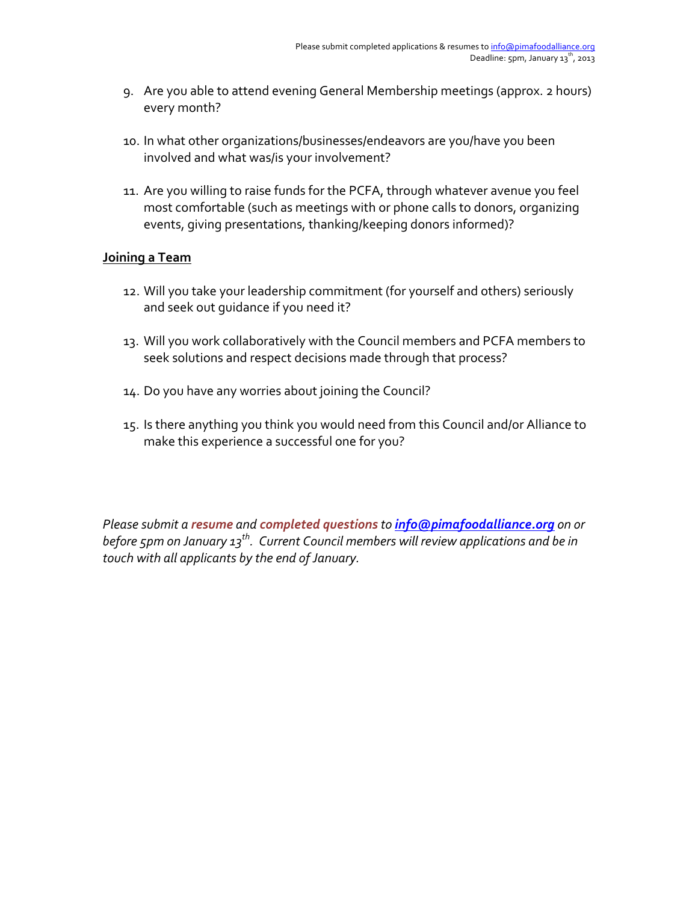9. Are you able to attend evening General Membership meetings (approx. 2 hours) every month?

10. In what other organizations/businesses/endeavors are you/have you been involved and what was/is your involvement?

11. Are you willing to raise funds for the PCFA, through whatever avenue you feel most comfortable (such as meetings with or phone calls to donors, organizing events, giving presentations, thanking/keeping donors informed)?

**Joining a Team**

12. Will you take your leadership commitment (for yourself and others) seriously and seek out guidance if you need it?

13. Will you work collaboratively with the Council members and PCFA members to seek solutions and respect decisions made through that process?

14. Do you have any worries about joining the Council?

15. Is there anything you think you would need from this Council and/or Alliance to make this experience a successful one for you?

*Please submit a **resume** and **completed questions** to **info@pimafoodalliance.org** on or before 5pm on January 13th. Current Council members will review applications and be in touch with all applicants by the end of January.*